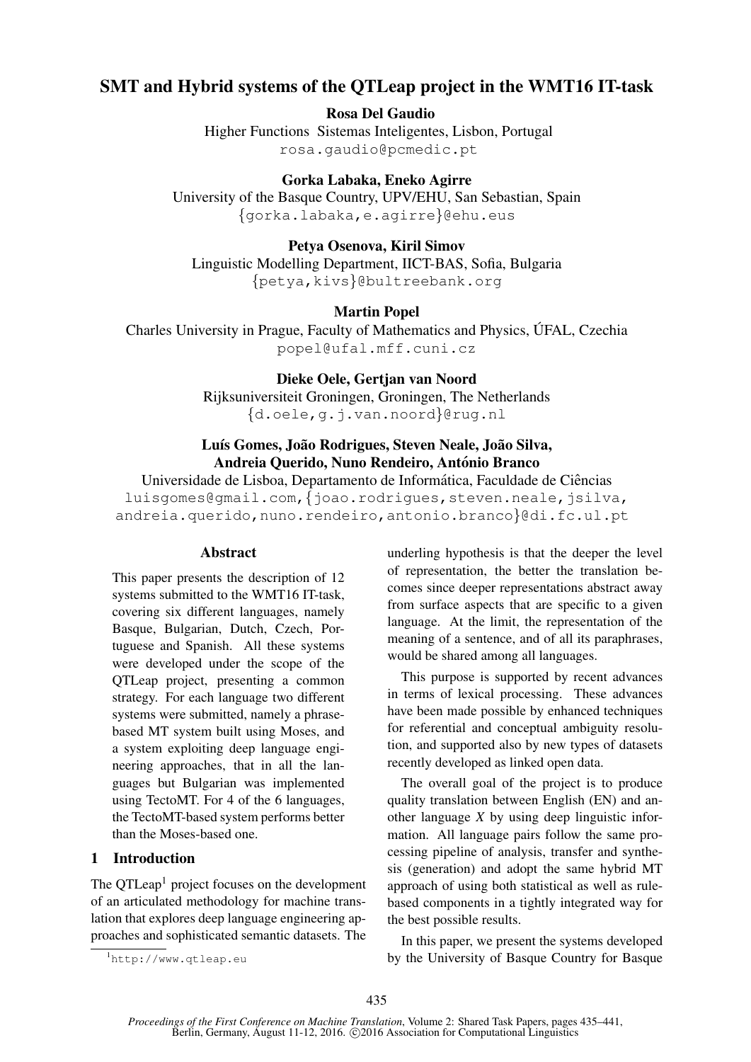# SMT and Hybrid systems of the QTLeap project in the WMT16 IT-task

**Rosa Del Gaudio**
Higher Functions Sistemas Inteligentes, Lisbon, Portugal
rosa.gaudio@pcmedic.pt

**Gorka Labaka, Eneko Agirre**
University of the Basque Country, UPV/EHU, San Sebastian, Spain
{gorka.labaka,e.agirre}@ehu.eus

**Petya Osenova, Kiril Simov**
Linguistic Modelling Department, IICT-BAS, Sofia, Bulgaria
{petya,kivs}@bultreebank.org

**Martin Popel**
Charles University in Prague, Faculty of Mathematics and Physics, ÚFAL, Czechia
popel@ufal.mff.cuni.cz

**Dieke Oele, Gertjan van Noord**
Rijksuniversiteit Groningen, Groningen, The Netherlands
{d.oele,g.j.van.noord}@rug.nl

**Luís Gomes, João Rodrigues, Steven Neale, João Silva, Andreia Querido, Nuno Rendeiro, António Branco**
Universidade de Lisboa, Departamento de Informática, Faculdade de Ciências
luisgomes@gmail.com,{joao.rodrigues,steven.neale,jsilva, andreia.querido,nuno.rendeiro,antonio.branco}@di.fc.ul.pt

## Abstract

This paper presents the description of 12 systems submitted to the WMT16 IT-task, covering six different languages, namely Basque, Bulgarian, Dutch, Czech, Portuguese and Spanish. All these systems were developed under the scope of the QTLeap project, presenting a common strategy. For each language two different systems were submitted, namely a phrase-based MT system built using Moses, and a system exploiting deep language engineering approaches, that in all the languages but Bulgarian was implemented using TectoMT. For 4 of the 6 languages, the TectoMT-based system performs better than the Moses-based one.

## 1 Introduction

The QTLeap[1] project focuses on the development of an articulated methodology for machine translation that explores deep language engineering approaches and sophisticated semantic datasets. The underling hypothesis is that the deeper the level of representation, the better the translation becomes since deeper representations abstract away from surface aspects that are specific to a given language. At the limit, the representation of the meaning of a sentence, and of all its paraphrases, would be shared among all languages.

This purpose is supported by recent advances in terms of lexical processing. These advances have been made possible by enhanced techniques for referential and conceptual ambiguity resolution, and supported also by new types of datasets recently developed as linked open data.

The overall goal of the project is to produce quality translation between English (EN) and another language *X* by using deep linguistic information. All language pairs follow the same processing pipeline of analysis, transfer and synthesis (generation) and adopt the same hybrid MT approach of using both statistical as well as rule-based components in a tightly integrated way for the best possible results.

In this paper, we present the systems developed by the University of Basque Country for Basque

[1] http://www.qtleap.eu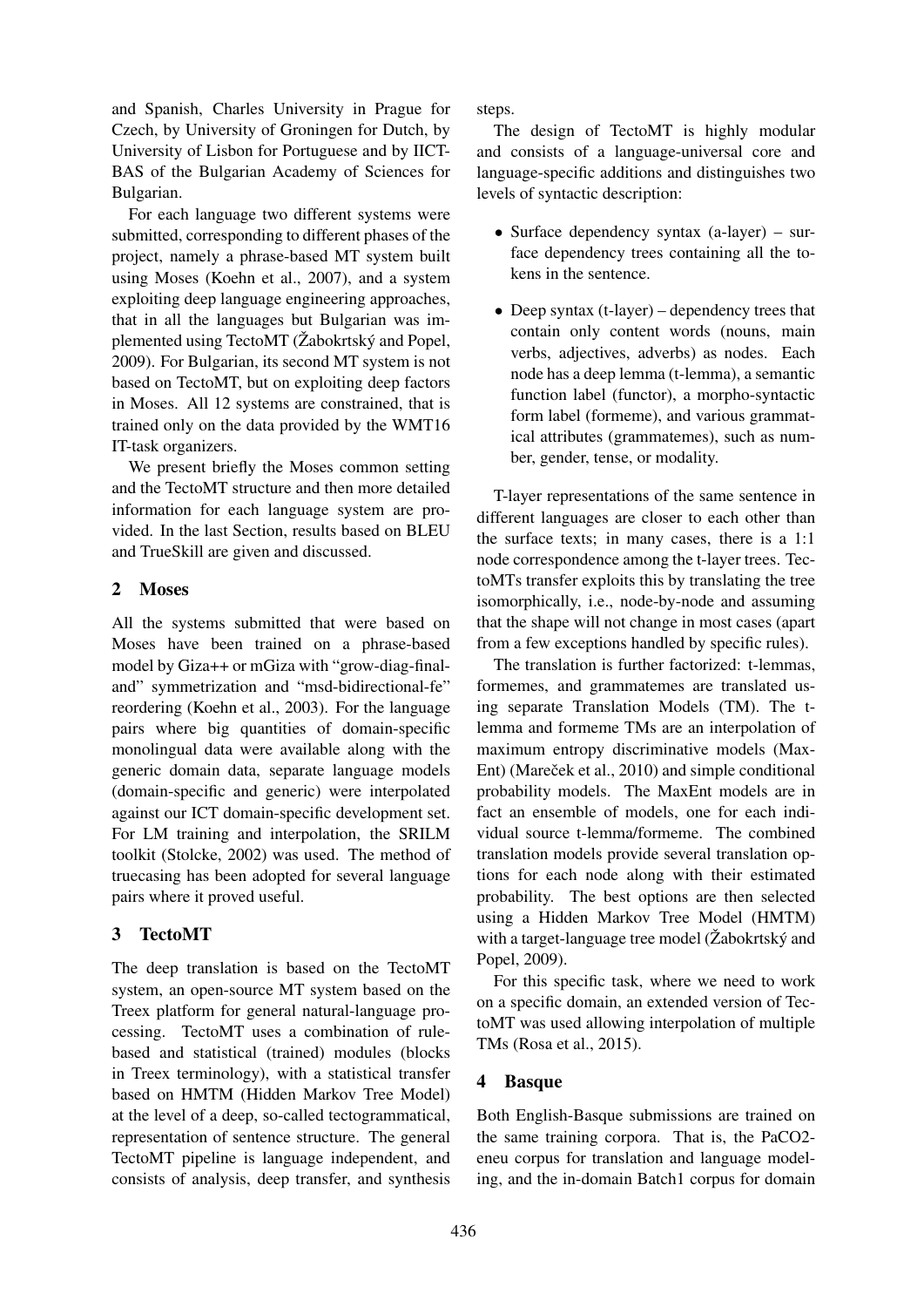and Spanish, Charles University in Prague for Czech, by University of Groningen for Dutch, by University of Lisbon for Portuguese and by IICT-BAS of the Bulgarian Academy of Sciences for Bulgarian.

For each language two different systems were submitted, corresponding to different phases of the project, namely a phrase-based MT system built using Moses (Koehn et al., 2007), and a system exploiting deep language engineering approaches, that in all the languages but Bulgarian was implemented using TectoMT (Žabokrtský and Popel, 2009). For Bulgarian, its second MT system is not based on TectoMT, but on exploiting deep factors in Moses. All 12 systems are constrained, that is trained only on the data provided by the WMT16 IT-task organizers.

We present briefly the Moses common setting and the TectoMT structure and then more detailed information for each language system are provided. In the last Section, results based on BLEU and TrueSkill are given and discussed.

## 2 Moses

All the systems submitted that were based on Moses have been trained on a phrase-based model by Giza++ or mGiza with "grow-diag-final-and" symmetrization and "msd-bidirectional-fe" reordering (Koehn et al., 2003). For the language pairs where big quantities of domain-specific monolingual data were available along with the generic domain data, separate language models (domain-specific and generic) were interpolated against our ICT domain-specific development set. For LM training and interpolation, the SRILM toolkit (Stolcke, 2002) was used. The method of truecasing has been adopted for several language pairs where it proved useful.

## 3 TectoMT

The deep translation is based on the TectoMT system, an open-source MT system based on the Treex platform for general natural-language processing. TectoMT uses a combination of rule-based and statistical (trained) modules (blocks in Treex terminology), with a statistical transfer based on HMTM (Hidden Markov Tree Model) at the level of a deep, so-called tectogrammatical, representation of sentence structure. The general TectoMT pipeline is language independent, and consists of analysis, deep transfer, and synthesis steps.

The design of TectoMT is highly modular and consists of a language-universal core and language-specific additions and distinguishes two levels of syntactic description:

- Surface dependency syntax (a-layer) – surface dependency trees containing all the tokens in the sentence.
- Deep syntax (t-layer) – dependency trees that contain only content words (nouns, main verbs, adjectives, adverbs) as nodes. Each node has a deep lemma (t-lemma), a semantic function label (functor), a morpho-syntactic form label (formeme), and various grammatical attributes (grammatemes), such as number, gender, tense, or modality.

T-layer representations of the same sentence in different languages are closer to each other than the surface texts; in many cases, there is a 1:1 node correspondence among the t-layer trees. TectoMTs transfer exploits this by translating the tree isomorphically, i.e., node-by-node and assuming that the shape will not change in most cases (apart from a few exceptions handled by specific rules).

The translation is further factorized: t-lemmas, formemes, and grammatemes are translated using separate Translation Models (TM). The t-lemma and formeme TMs are an interpolation of maximum entropy discriminative models (MaxEnt) (Mareček et al., 2010) and simple conditional probability models. The MaxEnt models are in fact an ensemble of models, one for each individual source t-lemma/formeme. The combined translation models provide several translation options for each node along with their estimated probability. The best options are then selected using a Hidden Markov Tree Model (HMTM) with a target-language tree model (Žabokrtský and Popel, 2009).

For this specific task, where we need to work on a specific domain, an extended version of TectoMT was used allowing interpolation of multiple TMs (Rosa et al., 2015).

## 4 Basque

Both English-Basque submissions are trained on the same training corpora. That is, the PaCO2-eneu corpus for translation and language modeling, and the in-domain Batch1 corpus for domain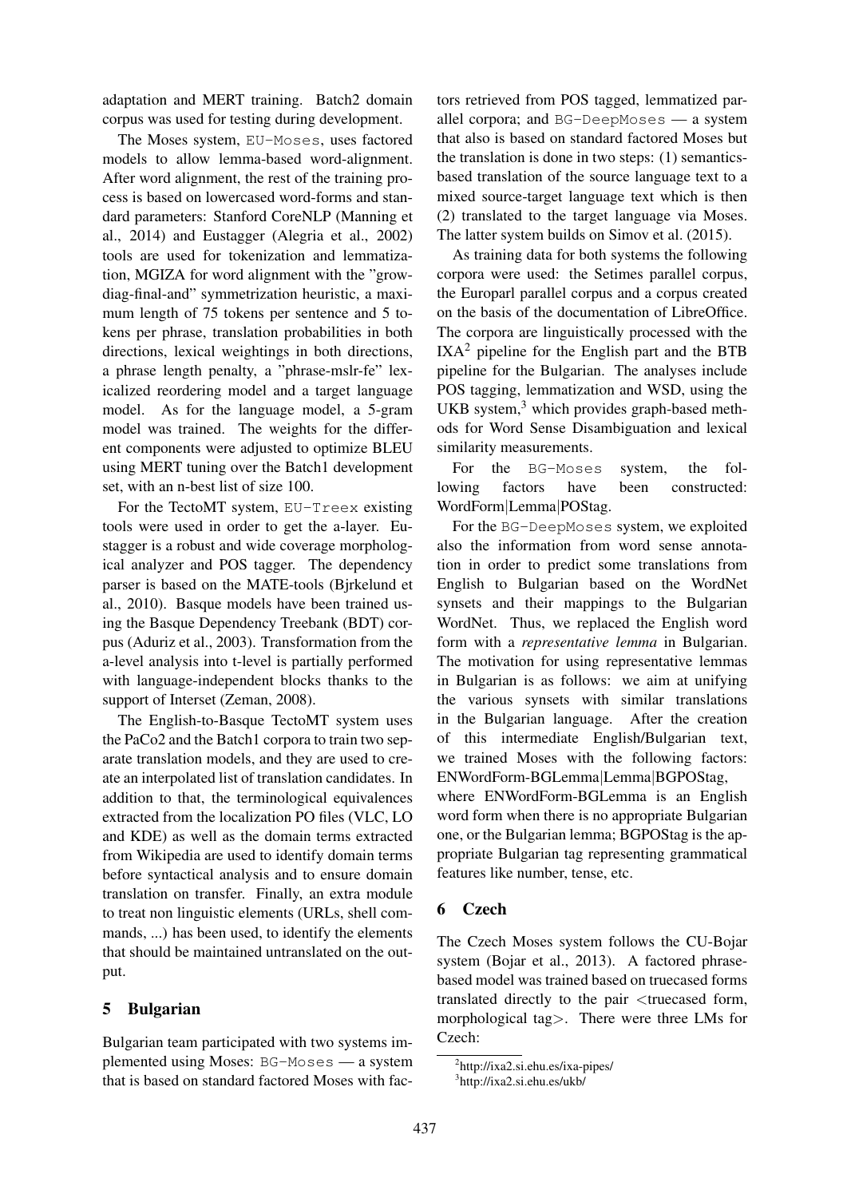adaptation and MERT training. Batch2 domain corpus was used for testing during development.

The Moses system, `EU-Moses`, uses factored models to allow lemma-based word-alignment. After word alignment, the rest of the training process is based on lowercased word-forms and standard parameters: Stanford CoreNLP (Manning et al., 2014) and Eustagger (Alegria et al., 2002) tools are used for tokenization and lemmatization, MGIZA for word alignment with the "grow-diag-final-and" symmetrization heuristic, a maximum length of 75 tokens per sentence and 5 tokens per phrase, translation probabilities in both directions, lexical weightings in both directions, a phrase length penalty, a "phrase-mslr-fe" lexicalized reordering model and a target language model. As for the language model, a 5-gram model was trained. The weights for the different components were adjusted to optimize BLEU using MERT tuning over the Batch1 development set, with an n-best list of size 100.

For the TectoMT system, `EU-Treex` existing tools were used in order to get the a-layer. Eustagger is a robust and wide coverage morphological analyzer and POS tagger. The dependency parser is based on the MATE-tools (Bjrkelund et al., 2010). Basque models have been trained using the Basque Dependency Treebank (BDT) corpus (Aduriz et al., 2003). Transformation from the a-level analysis into t-level is partially performed with language-independent blocks thanks to the support of Interset (Zeman, 2008).

The English-to-Basque TectoMT system uses the PaCo2 and the Batch1 corpora to train two separate translation models, and they are used to create an interpolated list of translation candidates. In addition to that, the terminological equivalences extracted from the localization PO files (VLC, LO and KDE) as well as the domain terms extracted from Wikipedia are used to identify domain terms before syntactical analysis and to ensure domain translation on transfer. Finally, an extra module to treat non linguistic elements (URLs, shell commands, ...) has been used, to identify the elements that should be maintained untranslated on the output.

## 5 Bulgarian

Bulgarian team participated with two systems implemented using Moses: `BG-Moses` — a system that is based on standard factored Moses with factors retrieved from POS tagged, lemmatized parallel corpora; and `BG-DeepMoses` — a system that also is based on standard factored Moses but the translation is done in two steps: (1) semantics-based translation of the source language text to a mixed source-target language text which is then (2) translated to the target language via Moses. The latter system builds on Simov et al. (2015).

As training data for both systems the following corpora were used: the Setimes parallel corpus, the Europarl parallel corpus and a corpus created on the basis of the documentation of LibreOffice. The corpora are linguistically processed with the IXA[2] pipeline for the English part and the BTB pipeline for the Bulgarian. The analyses include POS tagging, lemmatization and WSD, using the UKB system,[3] which provides graph-based methods for Word Sense Disambiguation and lexical similarity measurements.

For the `BG-Moses` system, the following factors have been constructed: WordForm|Lemma|POStag.

For the `BG-DeepMoses` system, we exploited also the information from word sense annotation in order to predict some translations from English to Bulgarian based on the WordNet synsets and their mappings to the Bulgarian WordNet. Thus, we replaced the English word form with a *representative lemma* in Bulgarian. The motivation for using representative lemmas in Bulgarian is as follows: we aim at unifying the various synsets with similar translations in the Bulgarian language. After the creation of this intermediate English/Bulgarian text, we trained Moses with the following factors: ENWordForm-BGLemma|Lemma|BGPOStag, where ENWordForm-BGLemma is an English word form when there is no appropriate Bulgarian one, or the Bulgarian lemma; BGPOStag is the appropriate Bulgarian tag representing grammatical features like number, tense, etc.

## 6 Czech

The Czech Moses system follows the CU-Bojar system (Bojar et al., 2013). A factored phrase-based model was trained based on truecased forms translated directly to the pair <truecased form, morphological tag>. There were three LMs for Czech:

[2] http://ixa2.si.ehu.es/ixa-pipes/

[3] http://ixa2.si.ehu.es/ukb/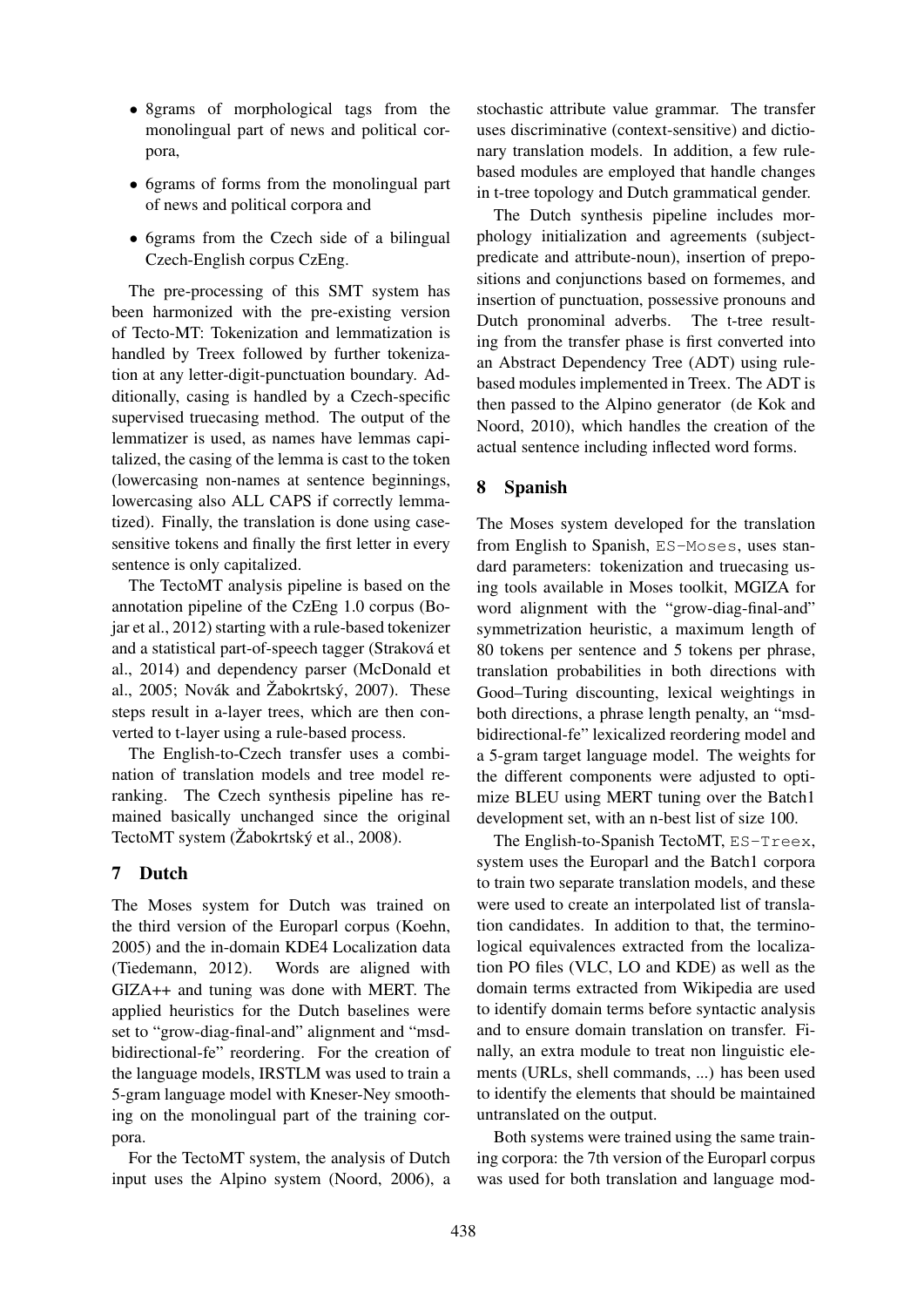- 8grams of morphological tags from the monolingual part of news and political corpora,
- 6grams of forms from the monolingual part of news and political corpora and
- 6grams from the Czech side of a bilingual Czech-English corpus CzEng.

The pre-processing of this SMT system has been harmonized with the pre-existing version of Tecto-MT: Tokenization and lemmatization is handled by Treex followed by further tokenization at any letter-digit-punctuation boundary. Additionally, casing is handled by a Czech-specific supervised truecasing method. The output of the lemmatizer is used, as names have lemmas capitalized, the casing of the lemma is cast to the token (lowercasing non-names at sentence beginnings, lowercasing also ALL CAPS if correctly lemmatized). Finally, the translation is done using case-sensitive tokens and finally the first letter in every sentence is only capitalized.

The TectoMT analysis pipeline is based on the annotation pipeline of the CzEng 1.0 corpus (Bojar et al., 2012) starting with a rule-based tokenizer and a statistical part-of-speech tagger (Straková et al., 2014) and dependency parser (McDonald et al., 2005; Novák and Žabokrtský, 2007). These steps result in a-layer trees, which are then converted to t-layer using a rule-based process.

The English-to-Czech transfer uses a combination of translation models and tree model reranking. The Czech synthesis pipeline has remained basically unchanged since the original TectoMT system (Žabokrtský et al., 2008).

## 7 Dutch

The Moses system for Dutch was trained on the third version of the Europarl corpus (Koehn, 2005) and the in-domain KDE4 Localization data (Tiedemann, 2012). Words are aligned with GIZA++ and tuning was done with MERT. The applied heuristics for the Dutch baselines were set to "grow-diag-final-and" alignment and "msd-bidirectional-fe" reordering. For the creation of the language models, IRSTLM was used to train a 5-gram language model with Kneser-Ney smoothing on the monolingual part of the training corpora.

For the TectoMT system, the analysis of Dutch input uses the Alpino system (Noord, 2006), a stochastic attribute value grammar. The transfer uses discriminative (context-sensitive) and dictionary translation models. In addition, a few rule-based modules are employed that handle changes in t-tree topology and Dutch grammatical gender.

The Dutch synthesis pipeline includes morphology initialization and agreements (subject-predicate and attribute-noun), insertion of prepositions and conjunctions based on formemes, and insertion of punctuation, possessive pronouns and Dutch pronominal adverbs. The t-tree resulting from the transfer phase is first converted into an Abstract Dependency Tree (ADT) using rule-based modules implemented in Treex. The ADT is then passed to the Alpino generator (de Kok and Noord, 2010), which handles the creation of the actual sentence including inflected word forms.

## 8 Spanish

The Moses system developed for the translation from English to Spanish, `ES-Moses`, uses standard parameters: tokenization and truecasing using tools available in Moses toolkit, MGIZA for word alignment with the "grow-diag-final-and" symmetrization heuristic, a maximum length of 80 tokens per sentence and 5 tokens per phrase, translation probabilities in both directions with Good–Turing discounting, lexical weightings in both directions, a phrase length penalty, an "msd-bidirectional-fe" lexicalized reordering model and a 5-gram target language model. The weights for the different components were adjusted to optimize BLEU using MERT tuning over the Batch1 development set, with an n-best list of size 100.

The English-to-Spanish TectoMT, `ES-Treex`, system uses the Europarl and the Batch1 corpora to train two separate translation models, and these were used to create an interpolated list of translation candidates. In addition to that, the terminological equivalences extracted from the localization PO files (VLC, LO and KDE) as well as the domain terms extracted from Wikipedia are used to identify domain terms before syntactic analysis and to ensure domain translation on transfer. Finally, an extra module to treat non linguistic elements (URLs, shell commands, ...) has been used to identify the elements that should be maintained untranslated on the output.

Both systems were trained using the same training corpora: the 7th version of the Europarl corpus was used for both translation and language mod-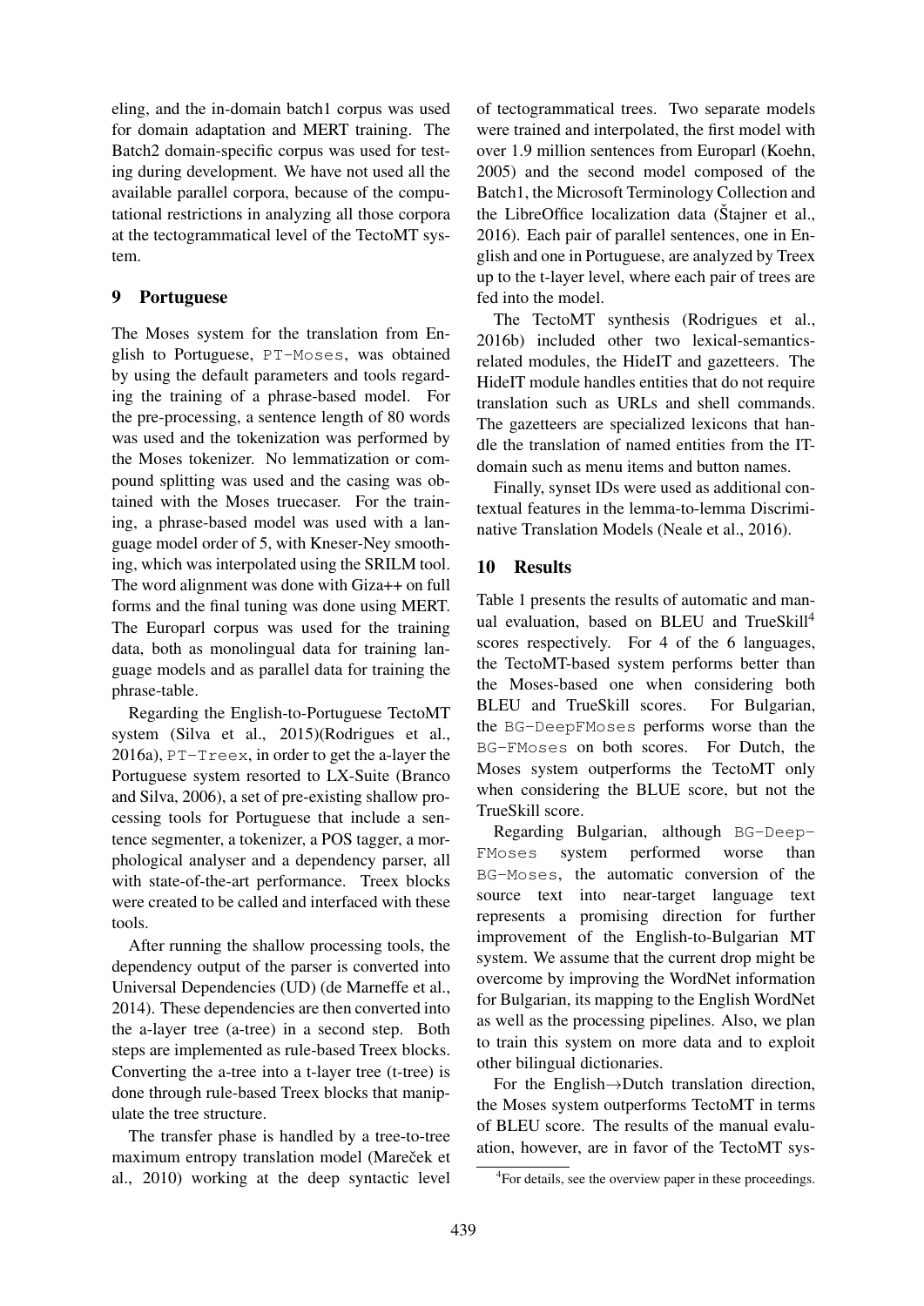eling, and the in-domain batch1 corpus was used for domain adaptation and MERT training. The Batch2 domain-specific corpus was used for testing during development. We have not used all the available parallel corpora, because of the computational restrictions in analyzing all those corpora at the tectogrammatical level of the TectoMT system.

## 9 Portuguese

The Moses system for the translation from English to Portuguese, `PT-Moses`, was obtained by using the default parameters and tools regarding the training of a phrase-based model. For the pre-processing, a sentence length of 80 words was used and the tokenization was performed by the Moses tokenizer. No lemmatization or compound splitting was used and the casing was obtained with the Moses truecaser. For the training, a phrase-based model was used with a language model order of 5, with Kneser-Ney smoothing, which was interpolated using the SRILM tool. The word alignment was done with Giza++ on full forms and the final tuning was done using MERT. The Europarl corpus was used for the training data, both as monolingual data for training language models and as parallel data for training the phrase-table.

Regarding the English-to-Portuguese TectoMT system (Silva et al., 2015)(Rodrigues et al., 2016a), `PT-Treex`, in order to get the a-layer the Portuguese system resorted to LX-Suite (Branco and Silva, 2006), a set of pre-existing shallow processing tools for Portuguese that include a sentence segmenter, a tokenizer, a POS tagger, a morphological analyser and a dependency parser, all with state-of-the-art performance. Treex blocks were created to be called and interfaced with these tools.

After running the shallow processing tools, the dependency output of the parser is converted into Universal Dependencies (UD) (de Marneffe et al., 2014). These dependencies are then converted into the a-layer tree (a-tree) in a second step. Both steps are implemented as rule-based Treex blocks. Converting the a-tree into a t-layer tree (t-tree) is done through rule-based Treex blocks that manipulate the tree structure.

The transfer phase is handled by a tree-to-tree maximum entropy translation model (Mareček et al., 2010) working at the deep syntactic level of tectogrammatical trees. Two separate models were trained and interpolated, the first model with over 1.9 million sentences from Europarl (Koehn, 2005) and the second model composed of the Batch1, the Microsoft Terminology Collection and the LibreOffice localization data (Štajner et al., 2016). Each pair of parallel sentences, one in English and one in Portuguese, are analyzed by Treex up to the t-layer level, where each pair of trees are fed into the model.

The TectoMT synthesis (Rodrigues et al., 2016b) included other two lexical-semantics-related modules, the HideIT and gazetteers. The HideIT module handles entities that do not require translation such as URLs and shell commands. The gazetteers are specialized lexicons that handle the translation of named entities from the IT-domain such as menu items and button names.

Finally, synset IDs were used as additional contextual features in the lemma-to-lemma Discriminative Translation Models (Neale et al., 2016).

## 10 Results

Table 1 presents the results of automatic and manual evaluation, based on BLEU and TrueSkill[4] scores respectively. For 4 of the 6 languages, the TectoMT-based system performs better than the Moses-based one when considering both BLEU and TrueSkill scores. For Bulgarian, the `BG-DeepFMoses` performs worse than the `BG-FMoses` on both scores. For Dutch, the Moses system outperforms the TectoMT only when considering the BLUE score, but not the TrueSkill score.

Regarding Bulgarian, although `BG-DeepFMoses` system performed worse than `BG-Moses`, the automatic conversion of the source text into near-target language text represents a promising direction for further improvement of the English-to-Bulgarian MT system. We assume that the current drop might be overcome by improving the WordNet information for Bulgarian, its mapping to the English WordNet as well as the processing pipelines. Also, we plan to train this system on more data and to exploit other bilingual dictionaries.

For the English→Dutch translation direction, the Moses system outperforms TectoMT in terms of BLEU score. The results of the manual evaluation, however, are in favor of the TectoMT sys-

[4] For details, see the overview paper in these proceedings.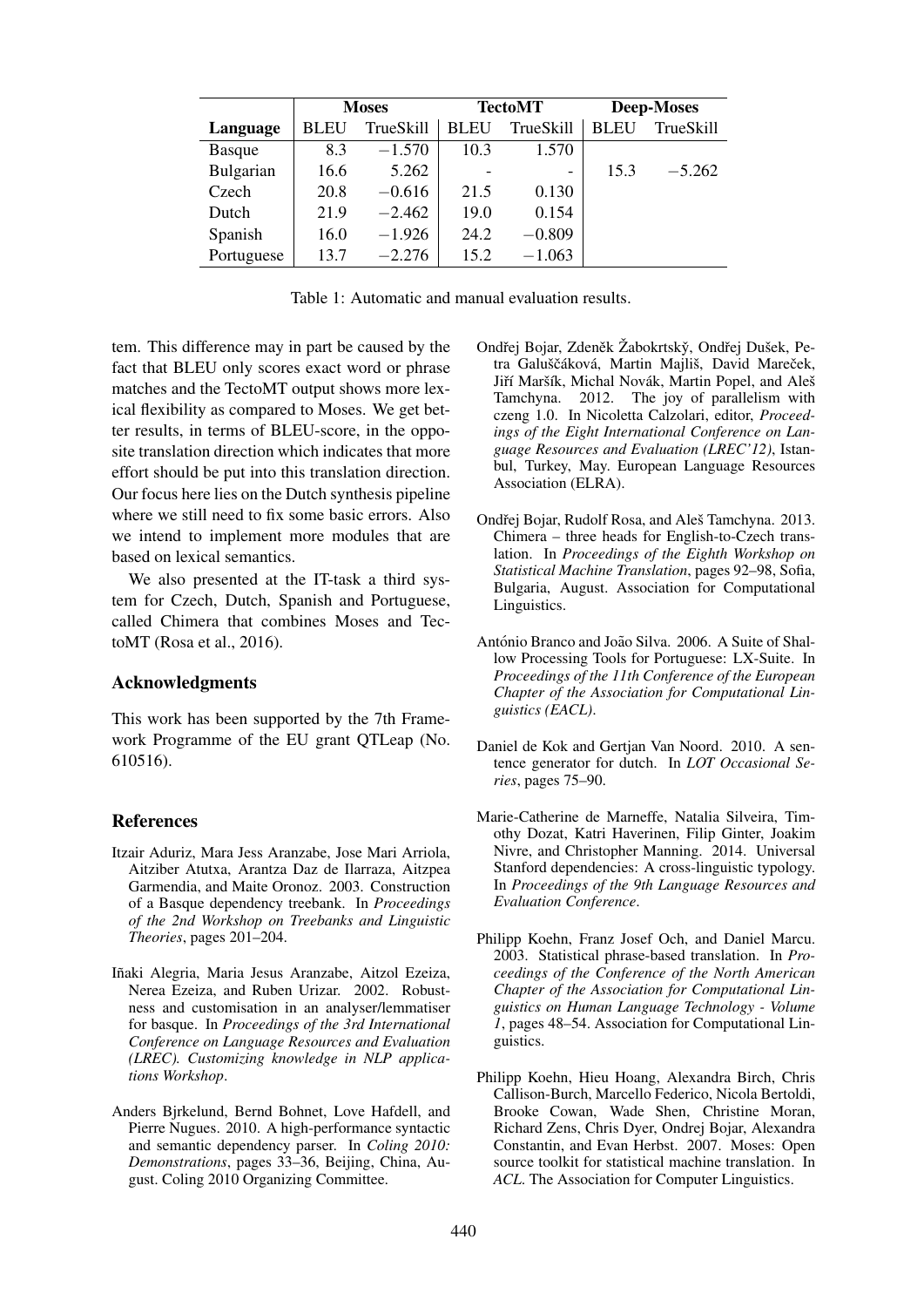| | Moses | | TectoMT | | Deep-Moses | |
|---|---|---|---|---|---|---|
| **Language** | BLEU | TrueSkill | BLEU | TrueSkill | BLEU | TrueSkill |
| Basque | 8.3 | −1.570 | 10.3 | 1.570 | | |
| Bulgarian | 16.6 | 5.262 | - | - | 15.3 | −5.262 |
| Czech | 20.8 | −0.616 | 21.5 | 0.130 | | |
| Dutch | 21.9 | −2.462 | 19.0 | 0.154 | | |
| Spanish | 16.0 | −1.926 | 24.2 | −0.809 | | |
| Portuguese | 13.7 | −2.276 | 15.2 | −1.063 | | |

Table 1: Automatic and manual evaluation results.

tem. This difference may in part be caused by the fact that BLEU only scores exact word or phrase matches and the TectoMT output shows more lexical flexibility as compared to Moses. We get better results, in terms of BLEU-score, in the opposite translation direction which indicates that more effort should be put into this translation direction. Our focus here lies on the Dutch synthesis pipeline where we still need to fix some basic errors. Also we intend to implement more modules that are based on lexical semantics.

We also presented at the IT-task a third system for Czech, Dutch, Spanish and Portuguese, called Chimera that combines Moses and TectoMT (Rosa et al., 2016).

## Acknowledgments

This work has been supported by the 7th Framework Programme of the EU grant QTLeap (No. 610516).

## References

Itzair Aduriz, Mara Jess Aranzabe, Jose Mari Arriola, Aitziber Atutxa, Arantza Daz de Ilarraza, Aitzpea Garmendia, and Maite Oronoz. 2003. Construction of a Basque dependency treebank. In *Proceedings of the 2nd Workshop on Treebanks and Linguistic Theories*, pages 201–204.

Iñaki Alegria, Maria Jesus Aranzabe, Aitzol Ezeiza, Nerea Ezeiza, and Ruben Urizar. 2002. Robustness and customisation in an analyser/lemmatiser for basque. In *Proceedings of the 3rd International Conference on Language Resources and Evaluation (LREC). Customizing knowledge in NLP applications Workshop*.

Anders Bjrkelund, Bernd Bohnet, Love Hafdell, and Pierre Nugues. 2010. A high-performance syntactic and semantic dependency parser. In *Coling 2010: Demonstrations*, pages 33–36, Beijing, China, August. Coling 2010 Organizing Committee.

Ondřej Bojar, Zdeněk Žabokrtský, Ondřej Dušek, Petra Galuščáková, Martin Majliš, David Mareček, Jiří Maršík, Michal Novák, Martin Popel, and Aleš Tamchyna. 2012. The joy of parallelism with czeng 1.0. In Nicoletta Calzolari, editor, *Proceedings of the Eight International Conference on Language Resources and Evaluation (LREC'12)*, Istanbul, Turkey, May. European Language Resources Association (ELRA).

Ondřej Bojar, Rudolf Rosa, and Aleš Tamchyna. 2013. Chimera – three heads for English-to-Czech translation. In *Proceedings of the Eighth Workshop on Statistical Machine Translation*, pages 92–98, Sofia, Bulgaria, August. Association for Computational Linguistics.

António Branco and João Silva. 2006. A Suite of Shallow Processing Tools for Portuguese: LX-Suite. In *Proceedings of the 11th Conference of the European Chapter of the Association for Computational Linguistics (EACL)*.

Daniel de Kok and Gertjan Van Noord. 2010. A sentence generator for dutch. In *LOT Occasional Series*, pages 75–90.

Marie-Catherine de Marneffe, Natalia Silveira, Timothy Dozat, Katri Haverinen, Filip Ginter, Joakim Nivre, and Christopher Manning. 2014. Universal Stanford dependencies: A cross-linguistic typology. In *Proceedings of the 9th Language Resources and Evaluation Conference*.

Philipp Koehn, Franz Josef Och, and Daniel Marcu. 2003. Statistical phrase-based translation. In *Proceedings of the Conference of the North American Chapter of the Association for Computational Linguistics on Human Language Technology - Volume 1*, pages 48–54. Association for Computational Linguistics.

Philipp Koehn, Hieu Hoang, Alexandra Birch, Chris Callison-Burch, Marcello Federico, Nicola Bertoldi, Brooke Cowan, Wade Shen, Christine Moran, Richard Zens, Chris Dyer, Ondrej Bojar, Alexandra Constantin, and Evan Herbst. 2007. Moses: Open source toolkit for statistical machine translation. In *ACL*. The Association for Computer Linguistics.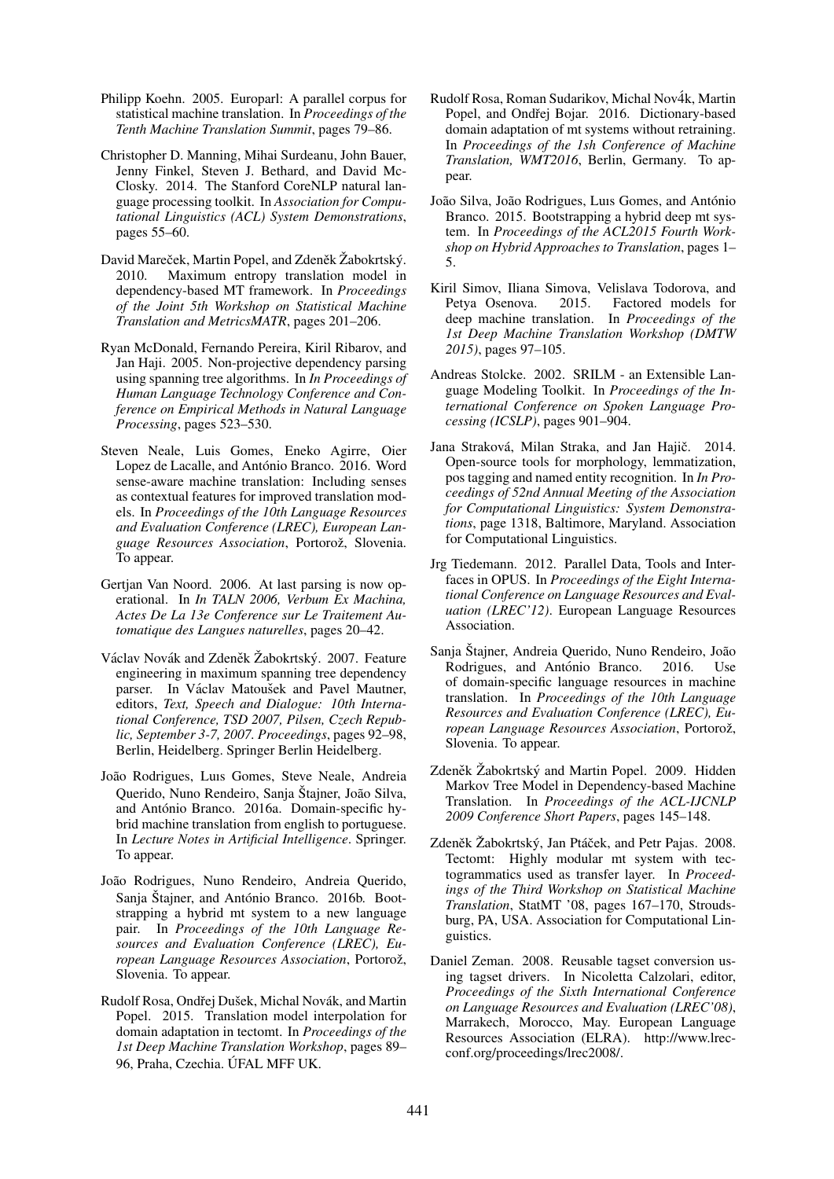Philipp Koehn. 2005. Europarl: A parallel corpus for statistical machine translation. In *Proceedings of the Tenth Machine Translation Summit*, pages 79–86.

Christopher D. Manning, Mihai Surdeanu, John Bauer, Jenny Finkel, Steven J. Bethard, and David McClosky. 2014. The Stanford CoreNLP natural language processing toolkit. In *Association for Computational Linguistics (ACL) System Demonstrations*, pages 55–60.

David Mareček, Martin Popel, and Zdeněk Žabokrtský. 2010. Maximum entropy translation model in dependency-based MT framework. In *Proceedings of the Joint 5th Workshop on Statistical Machine Translation and MetricsMATR*, pages 201–206.

Ryan McDonald, Fernando Pereira, Kiril Ribarov, and Jan Haji. 2005. Non-projective dependency parsing using spanning tree algorithms. In *In Proceedings of Human Language Technology Conference and Conference on Empirical Methods in Natural Language Processing*, pages 523–530.

Steven Neale, Luis Gomes, Eneko Agirre, Oier Lopez de Lacalle, and António Branco. 2016. Word sense-aware machine translation: Including senses as contextual features for improved translation models. In *Proceedings of the 10th Language Resources and Evaluation Conference (LREC), European Language Resources Association*, Portorož, Slovenia. To appear.

Gertjan Van Noord. 2006. At last parsing is now operational. In *In TALN 2006, Verbum Ex Machina, Actes De La 13e Conference sur Le Traitement Automatique des Langues naturelles*, pages 20–42.

Václav Novák and Zdeněk Žabokrtský. 2007. Feature engineering in maximum spanning tree dependency parser. In Václav Matoušek and Pavel Mautner, editors, *Text, Speech and Dialogue: 10th International Conference, TSD 2007, Pilsen, Czech Republic, September 3-7, 2007. Proceedings*, pages 92–98, Berlin, Heidelberg. Springer Berlin Heidelberg.

João Rodrigues, Luıs Gomes, Steve Neale, Andreia Querido, Nuno Rendeiro, Sanja Štajner, João Silva, and António Branco. 2016a. Domain-specific hybrid machine translation from english to portuguese. In *Lecture Notes in Artificial Intelligence*. Springer. To appear.

João Rodrigues, Nuno Rendeiro, Andreia Querido, Sanja Štajner, and António Branco. 2016b. Bootstrapping a hybrid mt system to a new language pair. In *Proceedings of the 10th Language Resources and Evaluation Conference (LREC), European Language Resources Association*, Portorož, Slovenia. To appear.

Rudolf Rosa, Ondřej Dušek, Michal Novák, and Martin Popel. 2015. Translation model interpolation for domain adaptation in tectomt. In *Proceedings of the 1st Deep Machine Translation Workshop*, pages 89–96, Praha, Czechia. ÚFAL MFF UK.

Rudolf Rosa, Roman Sudarikov, Michal Nov4́k, Martin Popel, and Ondřej Bojar. 2016. Dictionary-based domain adaptation of mt systems without retraining. In *Proceedings of the 1sh Conference of Machine Translation, WMT2016*, Berlin, Germany. To appear.

João Silva, João Rodrigues, Luıs Gomes, and António Branco. 2015. Bootstrapping a hybrid deep mt system. In *Proceedings of the ACL2015 Fourth Workshop on Hybrid Approaches to Translation*, pages 1–5.

Kiril Simov, Iliana Simova, Velislava Todorova, and Petya Osenova. 2015. Factored models for deep machine translation. In *Proceedings of the 1st Deep Machine Translation Workshop (DMTW 2015)*, pages 97–105.

Andreas Stolcke. 2002. SRILM - an Extensible Language Modeling Toolkit. In *Proceedings of the International Conference on Spoken Language Processing (ICSLP)*, pages 901–904.

Jana Straková, Milan Straka, and Jan Hajič. 2014. Open-source tools for morphology, lemmatization, pos tagging and named entity recognition. In *In Proceedings of 52nd Annual Meeting of the Association for Computational Linguistics: System Demonstrations*, page 1318, Baltimore, Maryland. Association for Computational Linguistics.

Jrg Tiedemann. 2012. Parallel Data, Tools and Interfaces in OPUS. In *Proceedings of the Eight International Conference on Language Resources and Evaluation (LREC'12)*. European Language Resources Association.

Sanja Štajner, Andreia Querido, Nuno Rendeiro, João Rodrigues, and António Branco. 2016. Use of domain-specific language resources in machine translation. In *Proceedings of the 10th Language Resources and Evaluation Conference (LREC), European Language Resources Association*, Portorož, Slovenia. To appear.

Zdeněk Žabokrtský and Martin Popel. 2009. Hidden Markov Tree Model in Dependency-based Machine Translation. In *Proceedings of the ACL-IJCNLP 2009 Conference Short Papers*, pages 145–148.

Zdeněk Žabokrtský, Jan Ptáček, and Petr Pajas. 2008. Tectomt: Highly modular mt system with tectogrammatics used as transfer layer. In *Proceedings of the Third Workshop on Statistical Machine Translation*, StatMT '08, pages 167–170, Stroudsburg, PA, USA. Association for Computational Linguistics.

Daniel Zeman. 2008. Reusable tagset conversion using tagset drivers. In Nicoletta Calzolari, editor, *Proceedings of the Sixth International Conference on Language Resources and Evaluation (LREC'08)*, Marrakech, Morocco, May. European Language Resources Association (ELRA). http://www.lrec-conf.org/proceedings/lrec2008/.